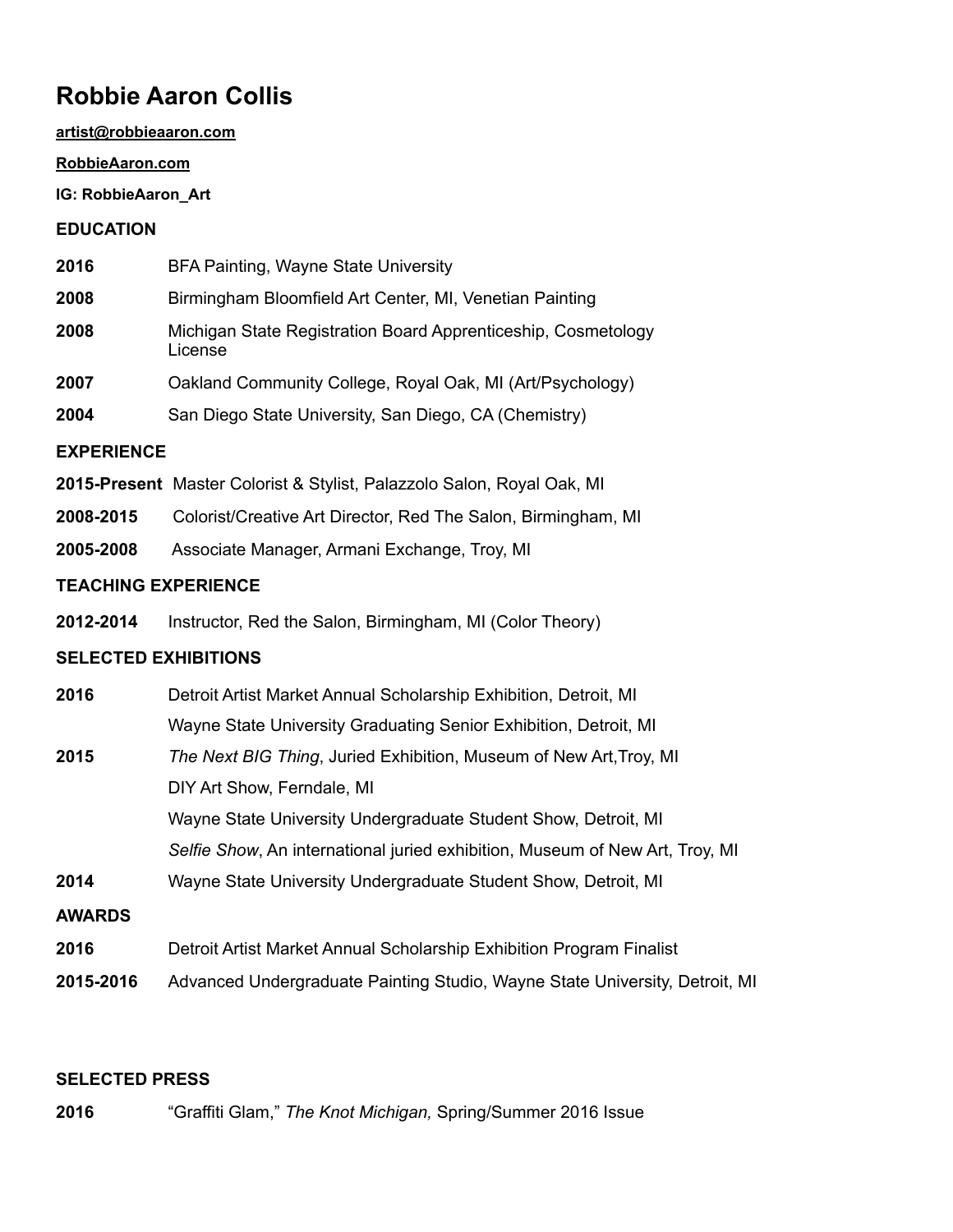# Robbie Aaron Collis

**artist@robbieaaron.com**

**RobbieAaron.com**

**IG: RobbieAaron_Art**

## EDUCATION

**2016** BFA Painting, Wayne State University

**2008** Birmingham Bloomfield Art Center, MI, Venetian Painting

**2008** Michigan State Registration Board Apprenticeship, Cosmetology License

**2007** Oakland Community College, Royal Oak, MI (Art/Psychology)

**2004** San Diego State University, San Diego, CA (Chemistry)

## EXPERIENCE

**2015-Present** Master Colorist & Stylist, Palazzolo Salon, Royal Oak, MI

**2008-2015** Colorist/Creative Art Director, Red The Salon, Birmingham, MI

**2005-2008** Associate Manager, Armani Exchange, Troy, MI

## TEACHING EXPERIENCE

**2012-2014** Instructor, Red the Salon, Birmingham, MI (Color Theory)

## SELECTED EXHIBITIONS

**2016** Detroit Artist Market Annual Scholarship Exhibition, Detroit, MI

Wayne State University Graduating Senior Exhibition, Detroit, MI

**2015** *The Next BIG Thing*, Juried Exhibition, Museum of New Art,Troy, MI

DIY Art Show, Ferndale, MI

Wayne State University Undergraduate Student Show, Detroit, MI

*Selfie Show*, An international juried exhibition, Museum of New Art, Troy, MI

**2014** Wayne State University Undergraduate Student Show, Detroit, MI

## AWARDS

**2016** Detroit Artist Market Annual Scholarship Exhibition Program Finalist

**2015-2016** Advanced Undergraduate Painting Studio, Wayne State University, Detroit, MI

## SELECTED PRESS

**2016** "Graffiti Glam," *The Knot Michigan,* Spring/Summer 2016 Issue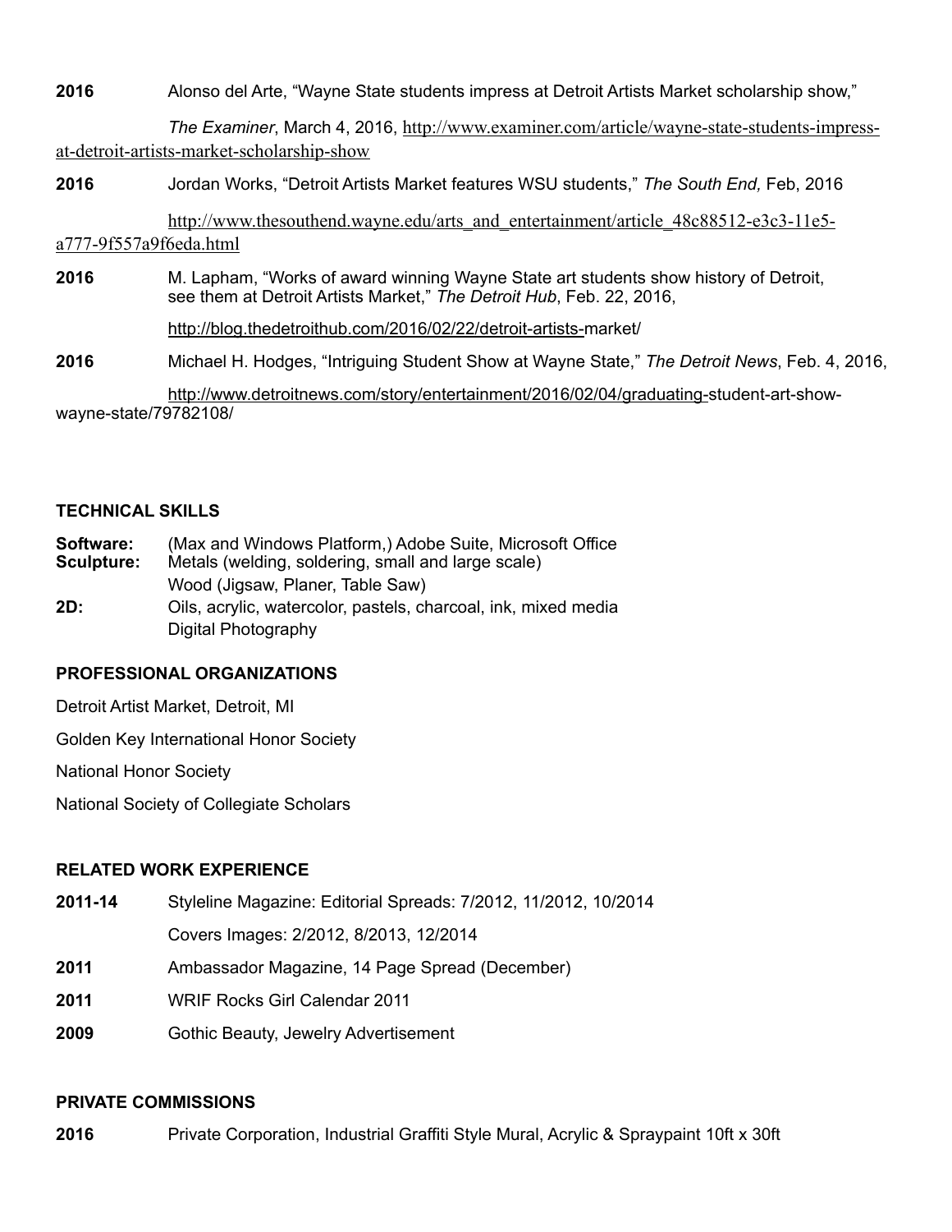**2016** Alonso del Arte, "Wayne State students impress at Detroit Artists Market scholarship show," *The Examiner*, March 4, 2016, http://www.examiner.com/article/wayne-state-students-impress-at-detroit-artists-market-scholarship-show

**2016** Jordan Works, "Detroit Artists Market features WSU students," *The South End,* Feb, 2016 http://www.thesouthend.wayne.edu/arts_and_entertainment/article_48c88512-e3c3-11e5-a777-9f557a9f6eda.html

**2016** M. Lapham, "Works of award winning Wayne State art students show history of Detroit, see them at Detroit Artists Market," *The Detroit Hub*, Feb. 22, 2016, http://blog.thedetroithub.com/2016/02/22/detroit-artists-market/

**2016** Michael H. Hodges, "Intriguing Student Show at Wayne State," *The Detroit News*, Feb. 4, 2016, http://www.detroitnews.com/story/entertainment/2016/02/04/graduating-student-art-show-wayne-state/79782108/

## TECHNICAL SKILLS

**Software:** (Max and Windows Platform,) Adobe Suite, Microsoft Office

**Sculpture:** Metals (welding, soldering, small and large scale)
Wood (Jigsaw, Planer, Table Saw)

**2D:** Oils, acrylic, watercolor, pastels, charcoal, ink, mixed media
Digital Photography

## PROFESSIONAL ORGANIZATIONS

Detroit Artist Market, Detroit, MI

Golden Key International Honor Society

National Honor Society

National Society of Collegiate Scholars

## RELATED WORK EXPERIENCE

**2011-14** Styleline Magazine: Editorial Spreads: 7/2012, 11/2012, 10/2014
Covers Images: 2/2012, 8/2013, 12/2014

**2011** Ambassador Magazine, 14 Page Spread (December)

**2011** WRIF Rocks Girl Calendar 2011

**2009** Gothic Beauty, Jewelry Advertisement

## PRIVATE COMMISSIONS

**2016** Private Corporation, Industrial Graffiti Style Mural, Acrylic & Spraypaint 10ft x 30ft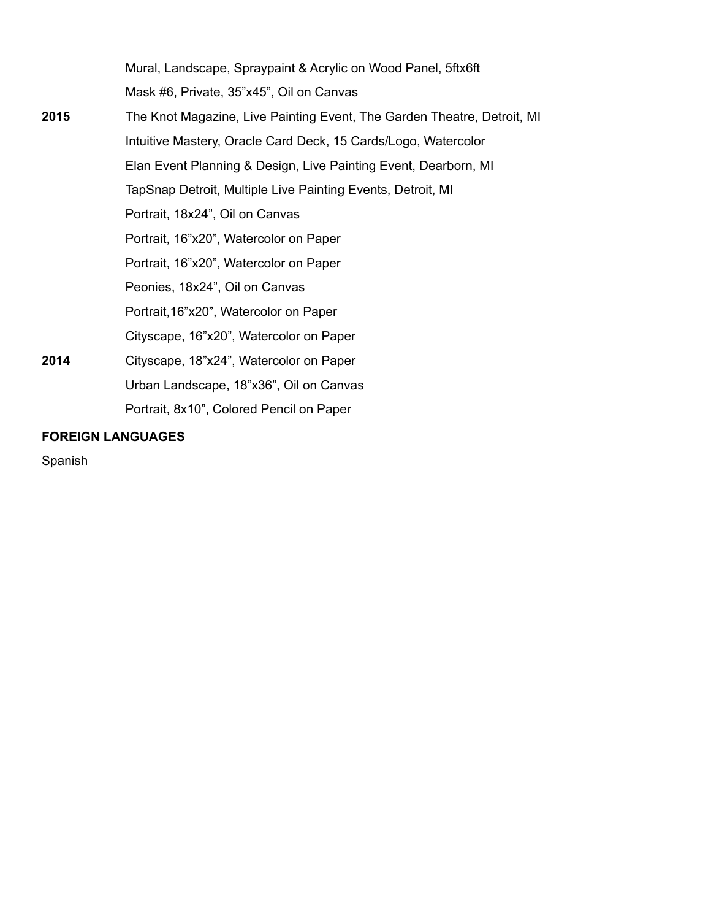Mural, Landscape, Spraypaint & Acrylic on Wood Panel, 5ftx6ft

Mask #6, Private, 35”x45”, Oil on Canvas

**2015** The Knot Magazine, Live Painting Event, The Garden Theatre, Detroit, MI

Intuitive Mastery, Oracle Card Deck, 15 Cards/Logo, Watercolor

Elan Event Planning & Design, Live Painting Event, Dearborn, MI

TapSnap Detroit, Multiple Live Painting Events, Detroit, MI

Portrait, 18x24”, Oil on Canvas

Portrait, 16”x20”, Watercolor on Paper

Portrait, 16”x20”, Watercolor on Paper

Peonies, 18x24”, Oil on Canvas

Portrait,16”x20”, Watercolor on Paper

Cityscape, 16”x20”, Watercolor on Paper

**2014** Cityscape, 18”x24”, Watercolor on Paper

Urban Landscape, 18”x36”, Oil on Canvas

Portrait, 8x10”, Colored Pencil on Paper

**FOREIGN LANGUAGES**

Spanish